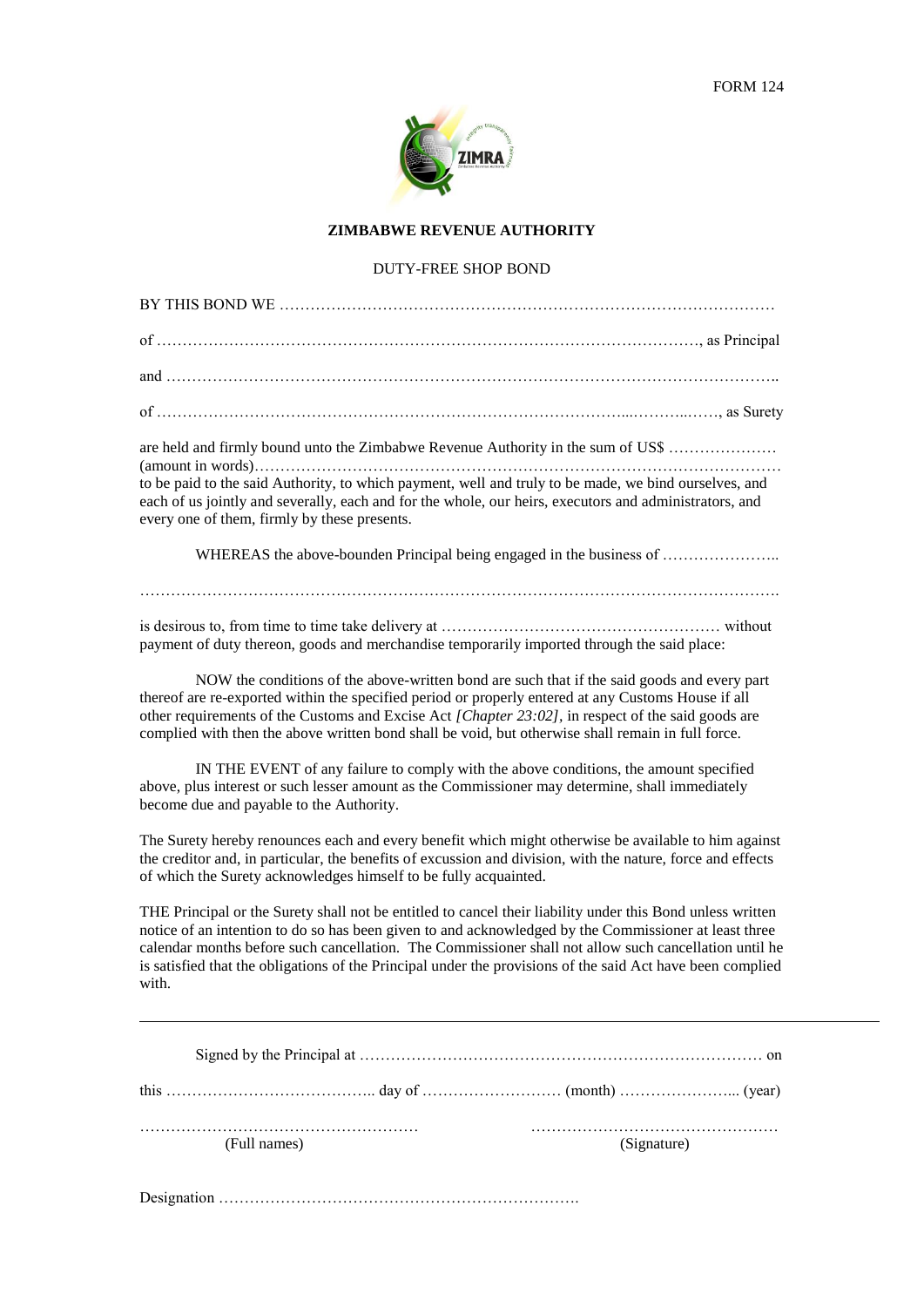FORM 124

**ZIMBABWE REVENUE AUTHORITY**

DUTY-FREE SHOP BOND

BY THIS BOND WE …………………………………………………………………………………

of ……………………………………………………………………………………………, as Principal

and ………………………………………………………………………………………………………..

of ………………………………………………………………………………...……...……, as Surety

are held and firmly bound unto the Zimbabwe Revenue Authority in the sum of US$ …………………
(amount in words)……………………………………………………………………………………………
to be paid to the said Authority, to which payment, well and truly to be made, we bind ourselves, and each of us jointly and severally, each and for the whole, our heirs, executors and administrators, and every one of them, firmly by these presents.

WHEREAS the above-bounden Principal being engaged in the business of …………………..

………………………………………………………………………………………………………….

is desirous to, from time to time take delivery at …………………………………………… without payment of duty thereon, goods and merchandise temporarily imported through the said place:

NOW the conditions of the above-written bond are such that if the said goods and every part thereof are re-exported within the specified period or properly entered at any Customs House if all other requirements of the Customs and Excise Act *[Chapter 23:02]*, in respect of the said goods are complied with then the above written bond shall be void, but otherwise shall remain in full force.

IN THE EVENT of any failure to comply with the above conditions, the amount specified above, plus interest or such lesser amount as the Commissioner may determine, shall immediately become due and payable to the Authority.

The Surety hereby renounces each and every benefit which might otherwise be available to him against the creditor and, in particular, the benefits of excussion and division, with the nature, force and effects of which the Surety acknowledges himself to be fully acquainted.

THE Principal or the Surety shall not be entitled to cancel their liability under this Bond unless written notice of an intention to do so has been given to and acknowledged by the Commissioner at least three calendar months before such cancellation. The Commissioner shall not allow such cancellation until he is satisfied that the obligations of the Principal under the provisions of the said Act have been complied with.

---

Signed by the Principal at …………………………………………………………………… on

this ………………………………….. day of ……………………… (month) …………………... (year)

……………………………………………… ………………………………………… 
(Full names) (Signature)

Designation ……………………………………………………………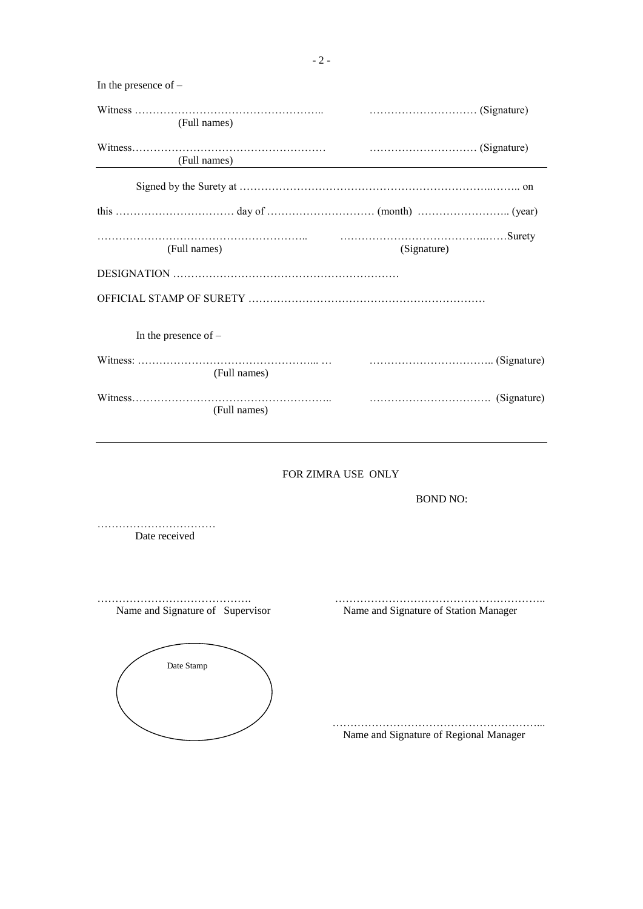In the presence of –

Witness …………………………………………….. ………………………… (Signature)
(Full names)

Witness……………………………………………… ………………………… (Signature)
(Full names)

---

Signed by the Surety at …………………………………………………………..…….. on

this …………………………… day of ………………………… (month) …………………….. (year)

……………………………………………….. ……………………………….……Surety
(Full names) (Signature)

DESIGNATION ……………………………………………………

OFFICIAL STAMP OF SURETY ………………………………………………………

In the presence of –

Witness: …………………………………………... … …………………………….. (Signature)
(Full names)

Witness……………………………………………….. ……………………………. (Signature)
(Full names)

---

FOR ZIMRA USE ONLY

BOND NO:

……………………………
Date received

…………………………………….
Name and Signature of Supervisor

…………………………………………………..
Name and Signature of Station Manager

Date Stamp

…………………………………………………...
Name and Signature of Regional Manager